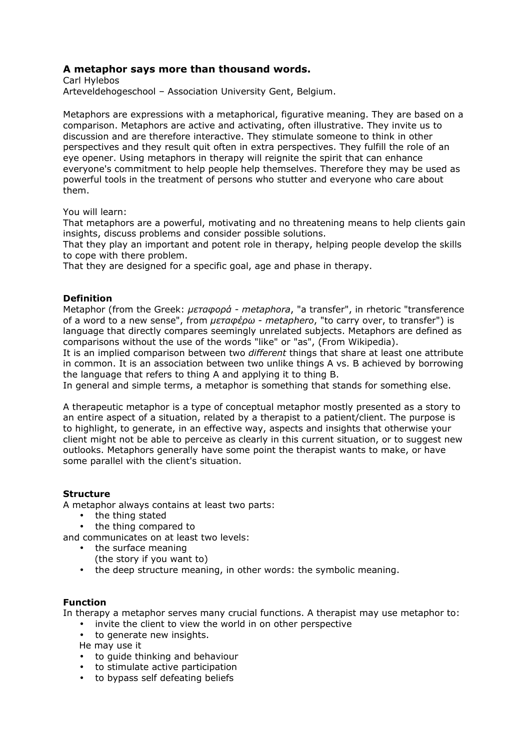# A metaphor says more than thousand words.

Carl Hylebos
Arteveldehogeschool – Association University Gent, Belgium.

Metaphors are expressions with a metaphorical, figurative meaning. They are based on a comparison. Metaphors are active and activating, often illustrative. They invite us to discussion and are therefore interactive. They stimulate someone to think in other perspectives and they result quit often in extra perspectives. They fulfill the role of an eye opener. Using metaphors in therapy will reignite the spirit that can enhance everyone's commitment to help people help themselves. Therefore they may be used as powerful tools in the treatment of persons who stutter and everyone who care about them.

You will learn:
That metaphors are a powerful, motivating and no threatening means to help clients gain insights, discuss problems and consider possible solutions.
That they play an important and potent role in therapy, helping people develop the skills to cope with there problem.
That they are designed for a specific goal, age and phase in therapy.

## Definition

Metaphor (from the Greek: *μεταφορά* - *metaphora*, "a transfer", in rhetoric "transference of a word to a new sense", from *μεταφέρω* - *metaphero*, "to carry over, to transfer") is language that directly compares seemingly unrelated subjects. Metaphors are defined as comparisons without the use of the words "like" or "as", (From Wikipedia).
It is an implied comparison between two *different* things that share at least one attribute in common. It is an association between two unlike things A vs. B achieved by borrowing the language that refers to thing A and applying it to thing B.
In general and simple terms, a metaphor is something that stands for something else.

A therapeutic metaphor is a type of conceptual metaphor mostly presented as a story to an entire aspect of a situation, related by a therapist to a patient/client. The purpose is to highlight, to generate, in an effective way, aspects and insights that otherwise your client might not be able to perceive as clearly in this current situation, or to suggest new outlooks. Metaphors generally have some point the therapist wants to make, or have some parallel with the client's situation.

## Structure

A metaphor always contains at least two parts:

- the thing stated
- the thing compared to

and communicates on at least two levels:

- the surface meaning
  (the story if you want to)
- the deep structure meaning, in other words: the symbolic meaning.

## Function

In therapy a metaphor serves many crucial functions. A therapist may use metaphor to:

- invite the client to view the world in on other perspective
- to generate new insights.

He may use it

- to guide thinking and behaviour
- to stimulate active participation
- to bypass self defeating beliefs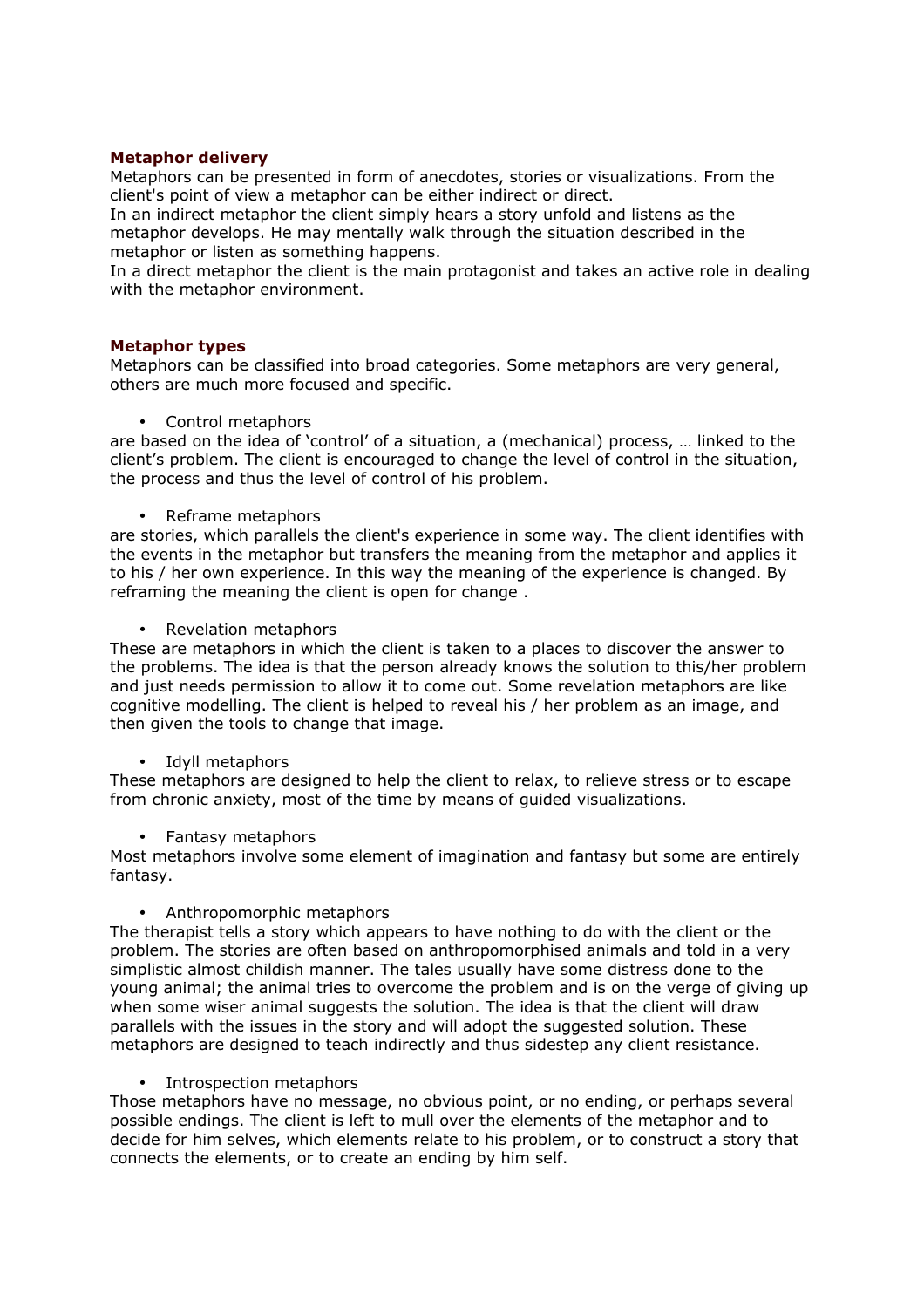**Metaphor delivery**

Metaphors can be presented in form of anecdotes, stories or visualizations. From the client's point of view a metaphor can be either indirect or direct.
In an indirect metaphor the client simply hears a story unfold and listens as the metaphor develops. He may mentally walk through the situation described in the metaphor or listen as something happens.
In a direct metaphor the client is the main protagonist and takes an active role in dealing with the metaphor environment.

**Metaphor types**

Metaphors can be classified into broad categories. Some metaphors are very general, others are much more focused and specific.

- Control metaphors

are based on the idea of 'control' of a situation, a (mechanical) process, … linked to the client's problem. The client is encouraged to change the level of control in the situation, the process and thus the level of control of his problem.

- Reframe metaphors

are stories, which parallels the client's experience in some way. The client identifies with the events in the metaphor but transfers the meaning from the metaphor and applies it to his / her own experience. In this way the meaning of the experience is changed. By reframing the meaning the client is open for change .

- Revelation metaphors

These are metaphors in which the client is taken to a places to discover the answer to the problems. The idea is that the person already knows the solution to this/her problem and just needs permission to allow it to come out. Some revelation metaphors are like cognitive modelling. The client is helped to reveal his / her problem as an image, and then given the tools to change that image.

- Idyll metaphors

These metaphors are designed to help the client to relax, to relieve stress or to escape from chronic anxiety, most of the time by means of guided visualizations.

- Fantasy metaphors

Most metaphors involve some element of imagination and fantasy but some are entirely fantasy.

- Anthropomorphic metaphors

The therapist tells a story which appears to have nothing to do with the client or the problem. The stories are often based on anthropomorphised animals and told in a very simplistic almost childish manner. The tales usually have some distress done to the young animal; the animal tries to overcome the problem and is on the verge of giving up when some wiser animal suggests the solution. The idea is that the client will draw parallels with the issues in the story and will adopt the suggested solution. These metaphors are designed to teach indirectly and thus sidestep any client resistance.

- Introspection metaphors

Those metaphors have no message, no obvious point, or no ending, or perhaps several possible endings. The client is left to mull over the elements of the metaphor and to decide for him selves, which elements relate to his problem, or to construct a story that connects the elements, or to create an ending by him self.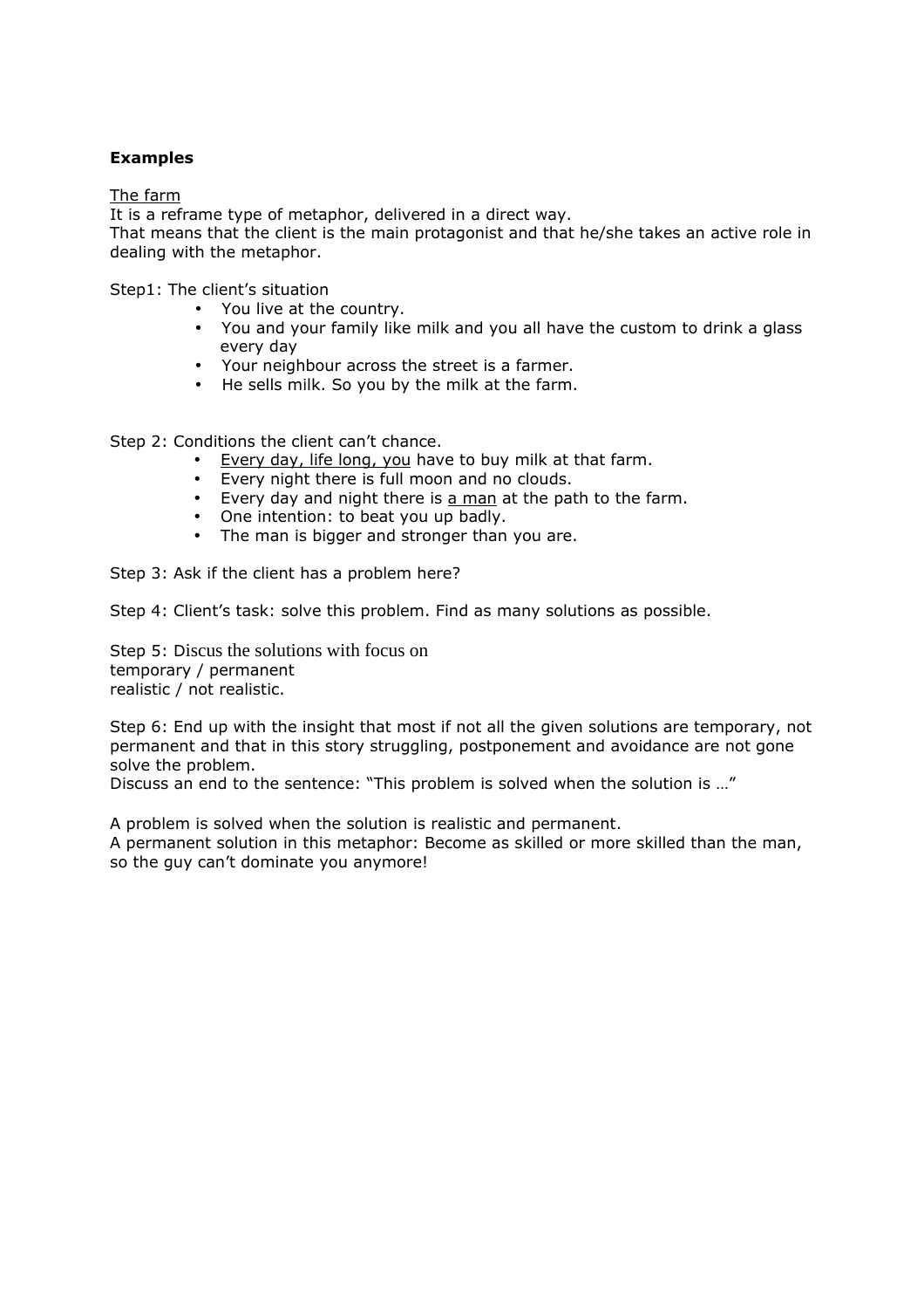**Examples**

<u>The farm</u>

It is a reframe type of metaphor, delivered in a direct way.
That means that the client is the main protagonist and that he/she takes an active role in dealing with the metaphor.

Step1: The client's situation

- You live at the country.
- You and your family like milk and you all have the custom to drink a glass every day
- Your neighbour across the street is a farmer.
- He sells milk. So you by the milk at the farm.

Step 2: Conditions the client can't chance.

- <u>Every day, life long, you</u> have to buy milk at that farm.
- Every night there is full moon and no clouds.
- Every day and night there is <u>a man</u> at the path to the farm.
- One intention: to beat you up badly.
- The man is bigger and stronger than you are.

Step 3: Ask if the client has a problem here?

Step 4: Client's task: solve this problem. Find as many solutions as possible.

Step 5: Discus the solutions with focus on
temporary / permanent
realistic / not realistic.

Step 6: End up with the insight that most if not all the given solutions are temporary, not permanent and that in this story struggling, postponement and avoidance are not gone solve the problem.
Discuss an end to the sentence: "This problem is solved when the solution is …"

A problem is solved when the solution is realistic and permanent.
A permanent solution in this metaphor: Become as skilled or more skilled than the man, so the guy can't dominate you anymore!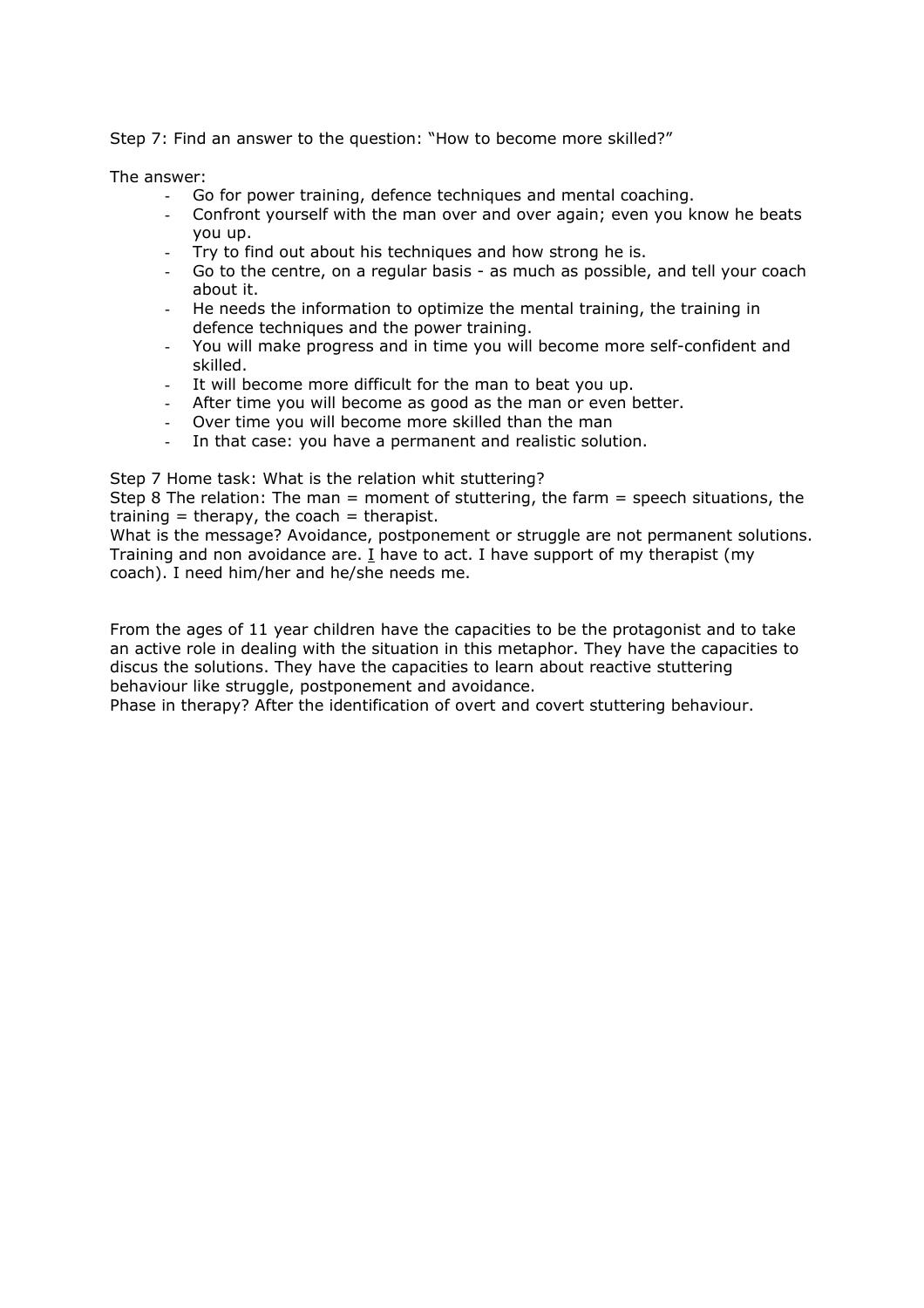Step 7: Find an answer to the question: "How to become more skilled?"

The answer:

- Go for power training, defence techniques and mental coaching.
- Confront yourself with the man over and over again; even you know he beats you up.
- Try to find out about his techniques and how strong he is.
- Go to the centre, on a regular basis - as much as possible, and tell your coach about it.
- He needs the information to optimize the mental training, the training in defence techniques and the power training.
- You will make progress and in time you will become more self-confident and skilled.
- It will become more difficult for the man to beat you up.
- After time you will become as good as the man or even better.
- Over time you will become more skilled than the man
- In that case: you have a permanent and realistic solution.

Step 7 Home task: What is the relation whit stuttering?
Step 8 The relation: The man = moment of stuttering, the farm = speech situations, the training = therapy, the coach = therapist.
What is the message? Avoidance, postponement or struggle are not permanent solutions. Training and non avoidance are. <u>I</u> have to act. I have support of my therapist (my coach). I need him/her and he/she needs me.

From the ages of 11 year children have the capacities to be the protagonist and to take an active role in dealing with the situation in this metaphor. They have the capacities to discus the solutions. They have the capacities to learn about reactive stuttering behaviour like struggle, postponement and avoidance.
Phase in therapy? After the identification of overt and covert stuttering behaviour.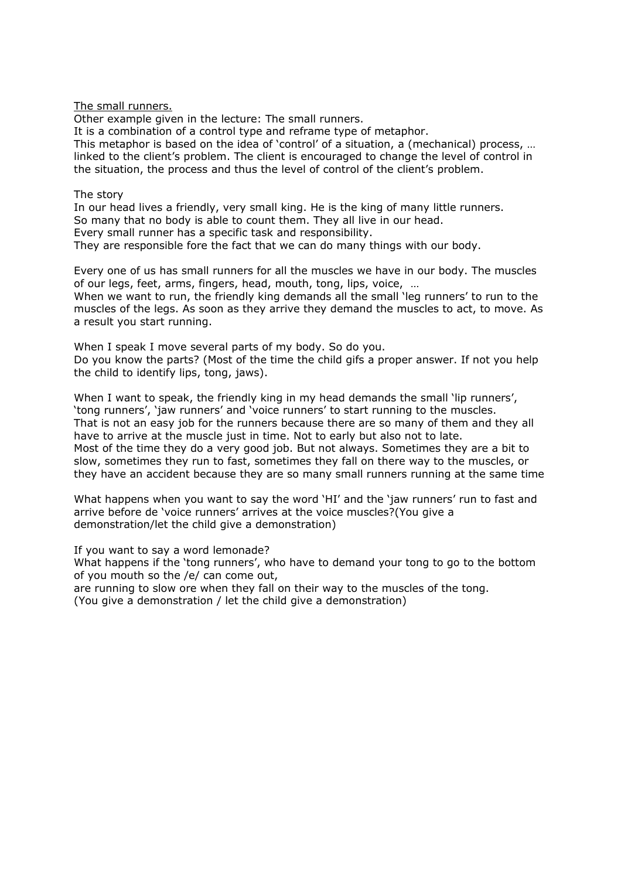The small runners.

Other example given in the lecture: The small runners.
It is a combination of a control type and reframe type of metaphor.
This metaphor is based on the idea of 'control' of a situation, a (mechanical) process, … linked to the client's problem. The client is encouraged to change the level of control in the situation, the process and thus the level of control of the client's problem.

The story

In our head lives a friendly, very small king. He is the king of many little runners.
So many that no body is able to count them. They all live in our head.
Every small runner has a specific task and responsibility.
They are responsible fore the fact that we can do many things with our body.

Every one of us has small runners for all the muscles we have in our body. The muscles of our legs, feet, arms, fingers, head, mouth, tong, lips, voice, …
When we want to run, the friendly king demands all the small 'leg runners' to run to the muscles of the legs. As soon as they arrive they demand the muscles to act, to move. As a result you start running.

When I speak I move several parts of my body. So do you.
Do you know the parts? (Most of the time the child gifs a proper answer. If not you help the child to identify lips, tong, jaws).

When I want to speak, the friendly king in my head demands the small 'lip runners', 'tong runners', 'jaw runners' and 'voice runners' to start running to the muscles.
That is not an easy job for the runners because there are so many of them and they all have to arrive at the muscle just in time. Not to early but also not to late.
Most of the time they do a very good job. But not always. Sometimes they are a bit to slow, sometimes they run to fast, sometimes they fall on there way to the muscles, or they have an accident because they are so many small runners running at the same time

What happens when you want to say the word 'HI' and the 'jaw runners' run to fast and arrive before de 'voice runners' arrives at the voice muscles?(You give a demonstration/let the child give a demonstration)

If you want to say a word lemonade?
What happens if the 'tong runners', who have to demand your tong to go to the bottom of you mouth so the /e/ can come out,
are running to slow ore when they fall on their way to the muscles of the tong.
(You give a demonstration / let the child give a demonstration)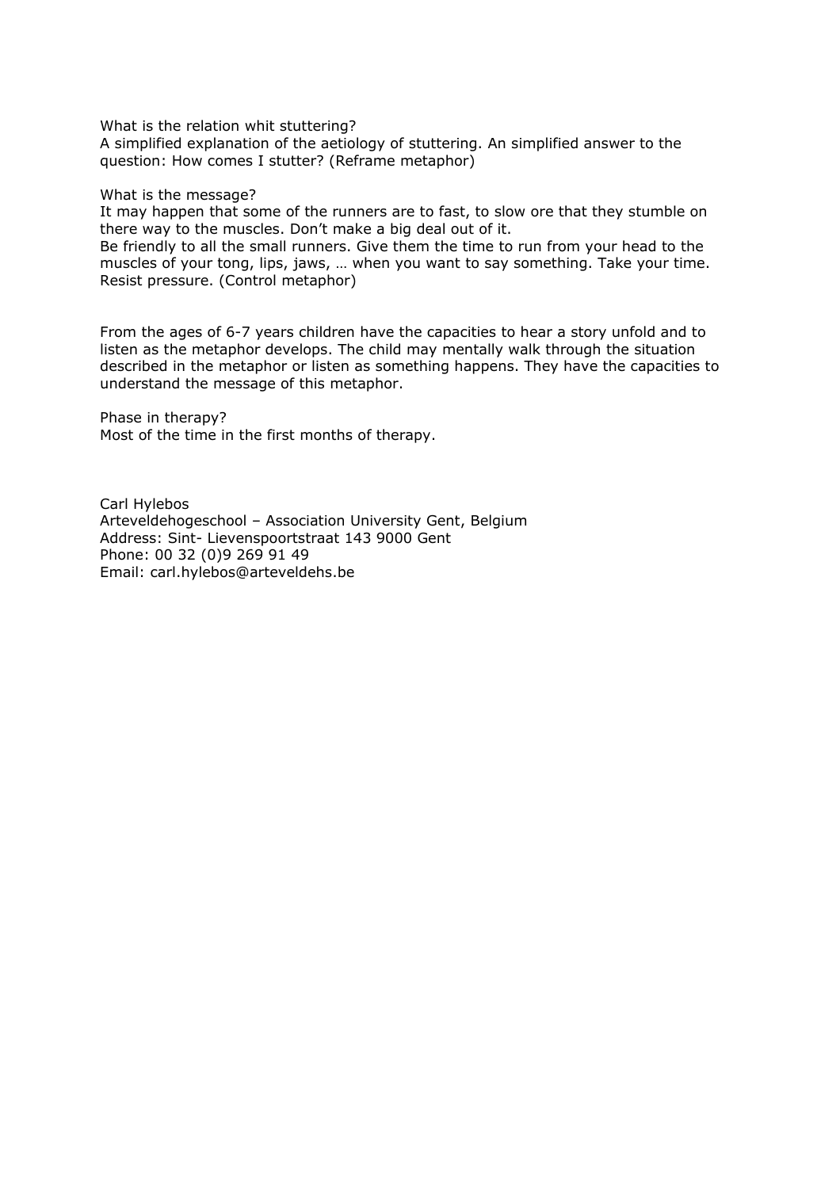What is the relation whit stuttering?
A simplified explanation of the aetiology of stuttering. An simplified answer to the question: How comes I stutter? (Reframe metaphor)

What is the message?
It may happen that some of the runners are to fast, to slow ore that they stumble on there way to the muscles. Don't make a big deal out of it.
Be friendly to all the small runners. Give them the time to run from your head to the muscles of your tong, lips, jaws, … when you want to say something. Take your time. Resist pressure. (Control metaphor)

From the ages of 6-7 years children have the capacities to hear a story unfold and to listen as the metaphor develops. The child may mentally walk through the situation described in the metaphor or listen as something happens. They have the capacities to understand the message of this metaphor.

Phase in therapy?
Most of the time in the first months of therapy.

Carl Hylebos
Arteveldehogeschool – Association University Gent, Belgium
Address: Sint- Lievenspoortstraat 143 9000 Gent
Phone: 00 32 (0)9 269 91 49
Email: carl.hylebos@arteveldehs.be